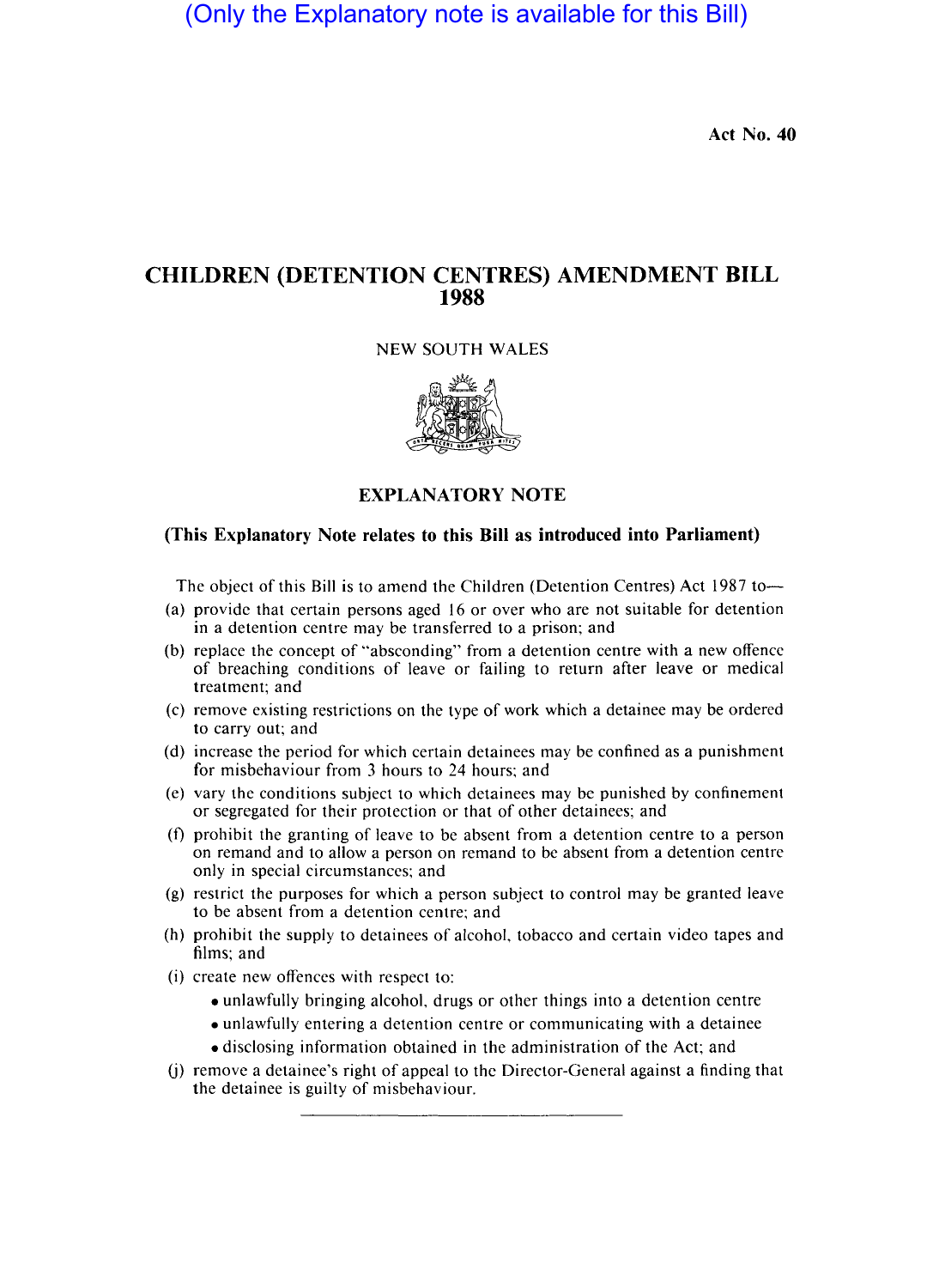(Only the Explanatory note is available for this Bill)

**Act No. 40**

# CHILDREN (DETENTION CENTRES) AMENDMENT BILL 1988

NEW SOUTH WALES

## EXPLANATORY NOTE

### (This Explanatory Note relates to this Bill as introduced into Parliament)

The object of this Bill is to amend the Children (Detention Centres) Act 1987 to—

(a) provide that certain persons aged 16 or over who are not suitable for detention in a detention centre may be transferred to a prison; and

(b) replace the concept of "absconding" from a detention centre with a new offence of breaching conditions of leave or failing to return after leave or medical treatment; and

(c) remove existing restrictions on the type of work which a detainee may be ordered to carry out; and

(d) increase the period for which certain detainees may be confined as a punishment for misbehaviour from 3 hours to 24 hours; and

(e) vary the conditions subject to which detainees may be punished by confinement or segregated for their protection or that of other detainees; and

(f) prohibit the granting of leave to be absent from a detention centre to a person on remand and to allow a person on remand to be absent from a detention centre only in special circumstances; and

(g) restrict the purposes for which a person subject to control may be granted leave to be absent from a detention centre; and

(h) prohibit the supply to detainees of alcohol, tobacco and certain video tapes and films; and

(i) create new offences with respect to:
- unlawfully bringing alcohol, drugs or other things into a detention centre
- unlawfully entering a detention centre or communicating with a detainee
- disclosing information obtained in the administration of the Act; and

(j) remove a detainee's right of appeal to the Director-General against a finding that the detainee is guilty of misbehaviour.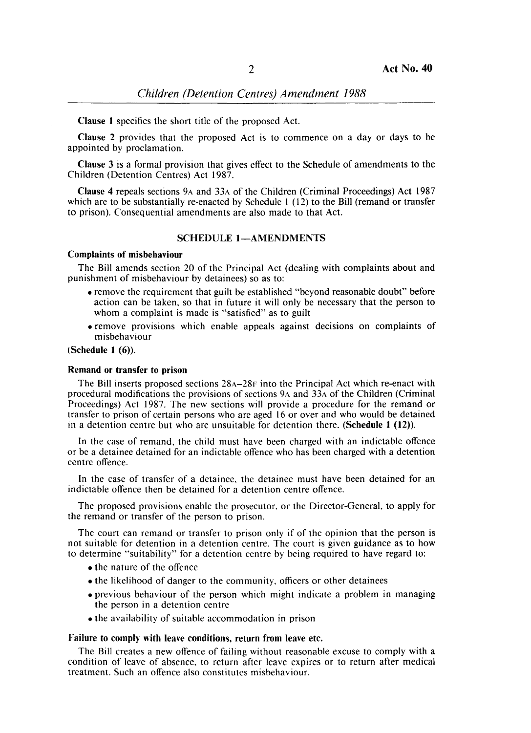**Clause 1** specifies the short title of the proposed Act.

**Clause 2** provides that the proposed Act is to commence on a day or days to be appointed by proclamation.

**Clause 3** is a formal provision that gives effect to the Schedule of amendments to the Children (Detention Centres) Act 1987.

**Clause 4** repeals sections 9A and 33A of the Children (Criminal Proceedings) Act 1987 which are to be substantially re-enacted by Schedule 1 (12) to the Bill (remand or transfer to prison). Consequential amendments are also made to that Act.

## SCHEDULE 1—AMENDMENTS

### Complaints of misbehaviour

The Bill amends section 20 of the Principal Act (dealing with complaints about and punishment of misbehaviour by detainees) so as to:

- remove the requirement that guilt be established "beyond reasonable doubt" before action can be taken, so that in future it will only be necessary that the person to whom a complaint is made is "satisfied" as to guilt
- remove provisions which enable appeals against decisions on complaints of misbehaviour

**(Schedule 1 (6)).**

### Remand or transfer to prison

The Bill inserts proposed sections 28A–28F into the Principal Act which re-enact with procedural modifications the provisions of sections 9A and 33A of the Children (Criminal Proceedings) Act 1987. The new sections will provide a procedure for the remand or transfer to prison of certain persons who are aged 16 or over and who would be detained in a detention centre but who are unsuitable for detention there. **(Schedule 1 (12)).**

In the case of remand, the child must have been charged with an indictable offence or be a detainee detained for an indictable offence who has been charged with a detention centre offence.

In the case of transfer of a detainee, the detainee must have been detained for an indictable offence then be detained for a detention centre offence.

The proposed provisions enable the prosecutor, or the Director-General, to apply for the remand or transfer of the person to prison.

The court can remand or transfer to prison only if of the opinion that the person is not suitable for detention in a detention centre. The court is given guidance as to how to determine "suitability" for a detention centre by being required to have regard to:

- the nature of the offence
- the likelihood of danger to the community, officers or other detainees
- previous behaviour of the person which might indicate a problem in managing the person in a detention centre
- the availability of suitable accommodation in prison

### Failure to comply with leave conditions, return from leave etc.

The Bill creates a new offence of failing without reasonable excuse to comply with a condition of leave of absence, to return after leave expires or to return after medical treatment. Such an offence also constitutes misbehaviour.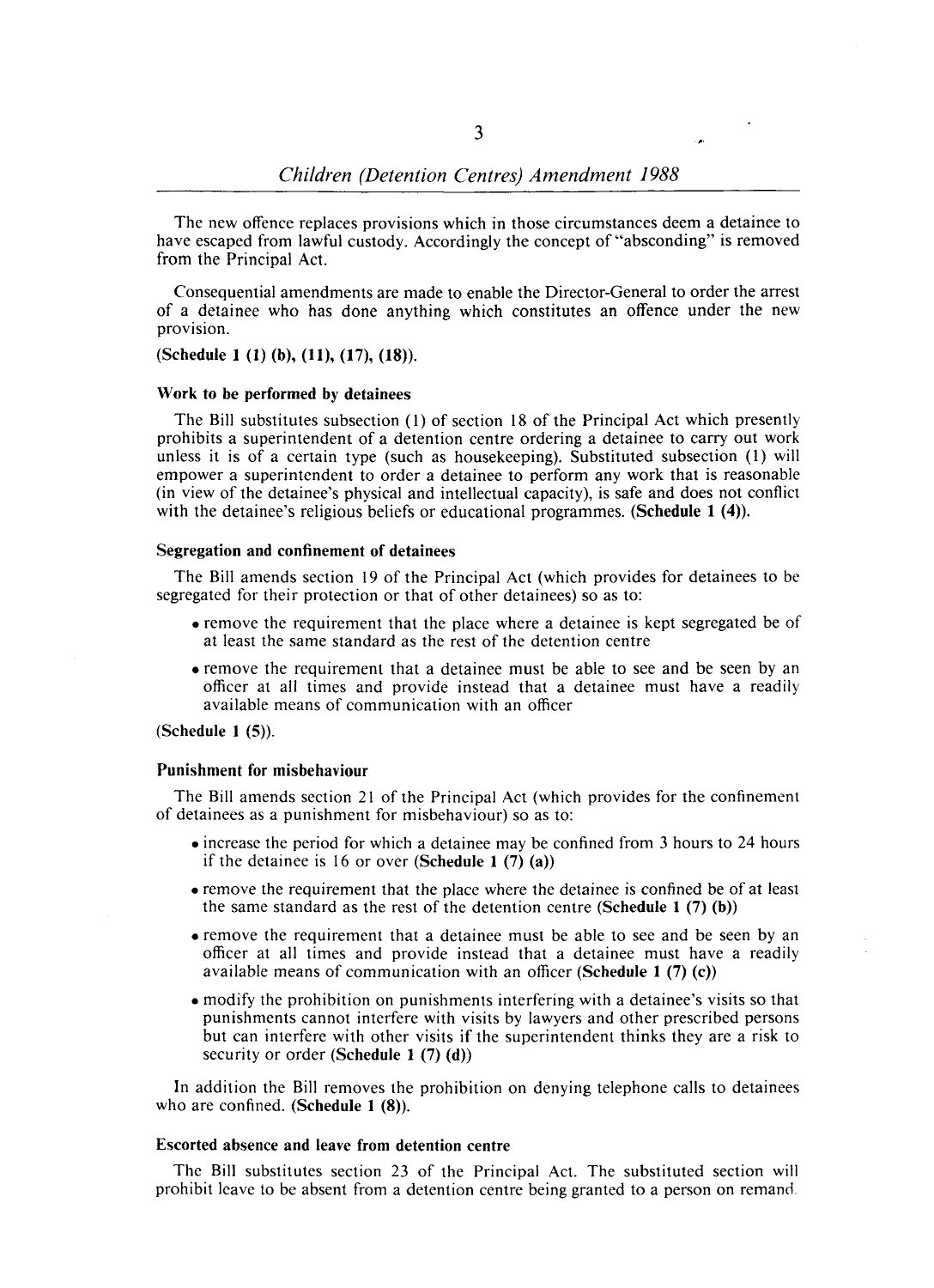The new offence replaces provisions which in those circumstances deem a detainee to have escaped from lawful custody. Accordingly the concept of "absconding" is removed from the Principal Act.

Consequential amendments are made to enable the Director-General to order the arrest of a detainee who has done anything which constitutes an offence under the new provision.

**(Schedule 1 (1) (b), (11), (17), (18)).**

### Work to be performed by detainees

The Bill substitutes subsection (1) of section 18 of the Principal Act which presently prohibits a superintendent of a detention centre ordering a detainee to carry out work unless it is of a certain type (such as housekeeping). Substituted subsection (1) will empower a superintendent to order a detainee to perform any work that is reasonable (in view of the detainee's physical and intellectual capacity), is safe and does not conflict with the detainee's religious beliefs or educational programmes. **(Schedule 1 (4)).**

### Segregation and confinement of detainees

The Bill amends section 19 of the Principal Act (which provides for detainees to be segregated for their protection or that of other detainees) so as to:

- remove the requirement that the place where a detainee is kept segregated be of at least the same standard as the rest of the detention centre
- remove the requirement that a detainee must be able to see and be seen by an officer at all times and provide instead that a detainee must have a readily available means of communication with an officer

**(Schedule 1 (5)).**

### Punishment for misbehaviour

The Bill amends section 21 of the Principal Act (which provides for the confinement of detainees as a punishment for misbehaviour) so as to:

- increase the period for which a detainee may be confined from 3 hours to 24 hours if the detainee is 16 or over **(Schedule 1 (7) (a))**
- remove the requirement that the place where the detainee is confined be of at least the same standard as the rest of the detention centre **(Schedule 1 (7) (b))**
- remove the requirement that a detainee must be able to see and be seen by an officer at all times and provide instead that a detainee must have a readily available means of communication with an officer **(Schedule 1 (7) (c))**
- modify the prohibition on punishments interfering with a detainee's visits so that punishments cannot interfere with visits by lawyers and other prescribed persons but can interfere with other visits if the superintendent thinks they are a risk to security or order **(Schedule 1 (7) (d))**

In addition the Bill removes the prohibition on denying telephone calls to detainees who are confined. **(Schedule 1 (8)).**

### Escorted absence and leave from detention centre

The Bill substitutes section 23 of the Principal Act. The substituted section will prohibit leave to be absent from a detention centre being granted to a person on remand.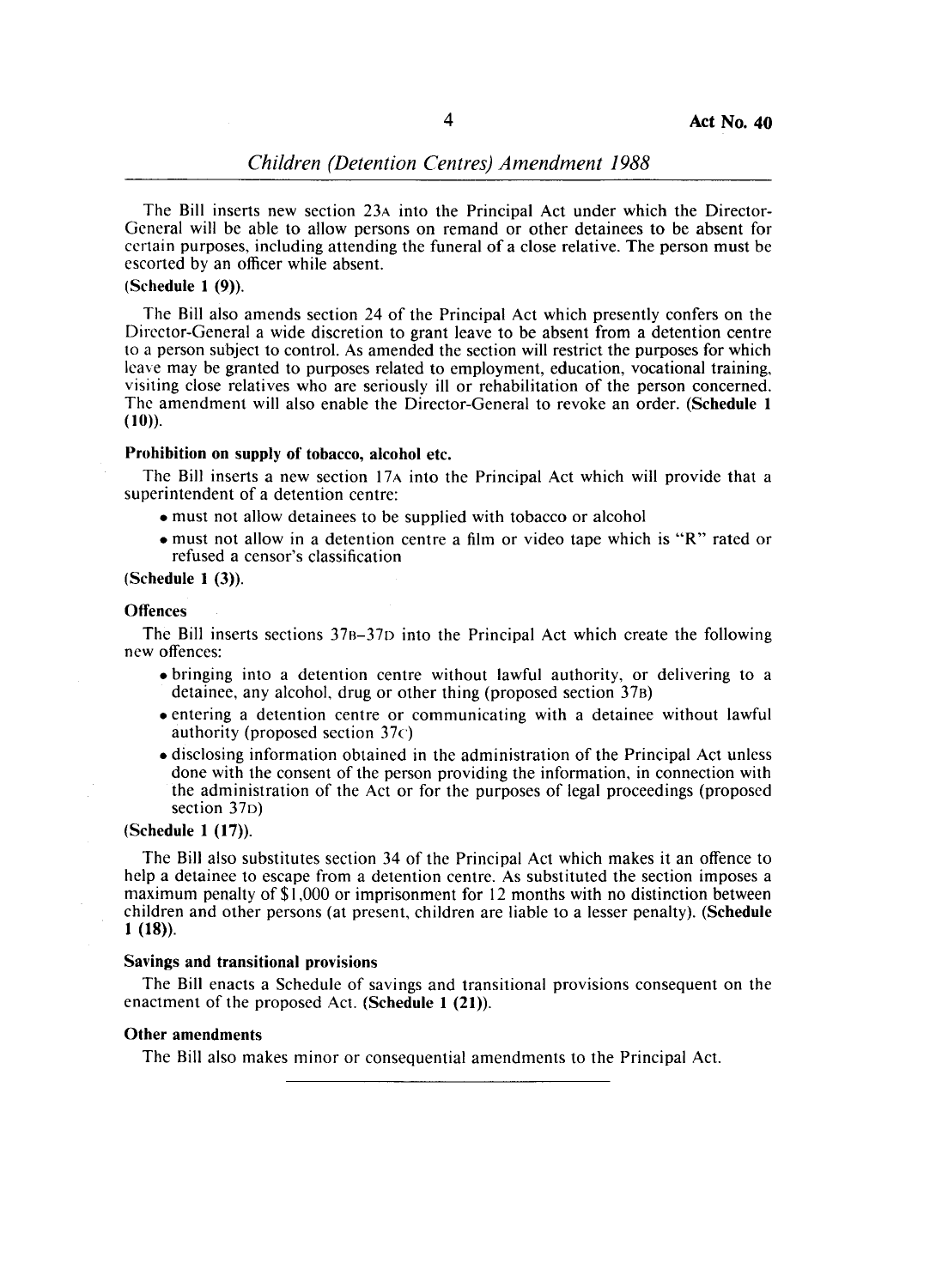The Bill inserts new section 23A into the Principal Act under which the Director-General will be able to allow persons on remand or other detainees to be absent for certain purposes, including attending the funeral of a close relative. The person must be escorted by an officer while absent.

**(Schedule 1 (9)).**

The Bill also amends section 24 of the Principal Act which presently confers on the Director-General a wide discretion to grant leave to be absent from a detention centre to a person subject to control. As amended the section will restrict the purposes for which leave may be granted to purposes related to employment, education, vocational training, visiting close relatives who are seriously ill or rehabilitation of the person concerned. The amendment will also enable the Director-General to revoke an order. **(Schedule 1 (10)).**

**Prohibition on supply of tobacco, alcohol etc.**

The Bill inserts a new section 17A into the Principal Act which will provide that a superintendent of a detention centre:

- must not allow detainees to be supplied with tobacco or alcohol
- must not allow in a detention centre a film or video tape which is "R" rated or refused a censor's classification

**(Schedule 1 (3)).**

**Offences**

The Bill inserts sections 37B–37D into the Principal Act which create the following new offences:

- bringing into a detention centre without lawful authority, or delivering to a detainee, any alcohol, drug or other thing (proposed section 37B)
- entering a detention centre or communicating with a detainee without lawful authority (proposed section 37C)
- disclosing information obtained in the administration of the Principal Act unless done with the consent of the person providing the information, in connection with the administration of the Act or for the purposes of legal proceedings (proposed section 37D)

**(Schedule 1 (17)).**

The Bill also substitutes section 34 of the Principal Act which makes it an offence to help a detainee to escape from a detention centre. As substituted the section imposes a maximum penalty of $1,000 or imprisonment for 12 months with no distinction between children and other persons (at present, children are liable to a lesser penalty). **(Schedule 1 (18)).**

**Savings and transitional provisions**

The Bill enacts a Schedule of savings and transitional provisions consequent on the enactment of the proposed Act. **(Schedule 1 (21)).**

**Other amendments**

The Bill also makes minor or consequential amendments to the Principal Act.